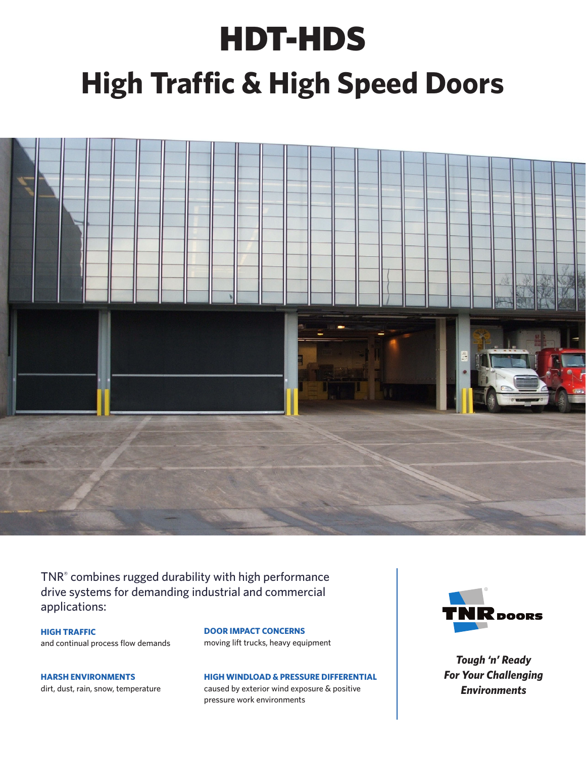# HDT-HDS

# High Traffic & High Speed Doors

TNR® combines rugged durability with high performance drive systems for demanding industrial and commercial applications:

**HIGH TRAFFIC**
and continual process flow demands

**HARSH ENVIRONMENTS**
dirt, dust, rain, snow, temperature

**DOOR IMPACT CONCERNS**
moving lift trucks, heavy equipment

**HIGH WINDLOAD & PRESSURE DIFFERENTIAL**
caused by exterior wind exposure & positive pressure work environments

TNR DOORS

***Tough 'n' Ready For Your Challenging Environments***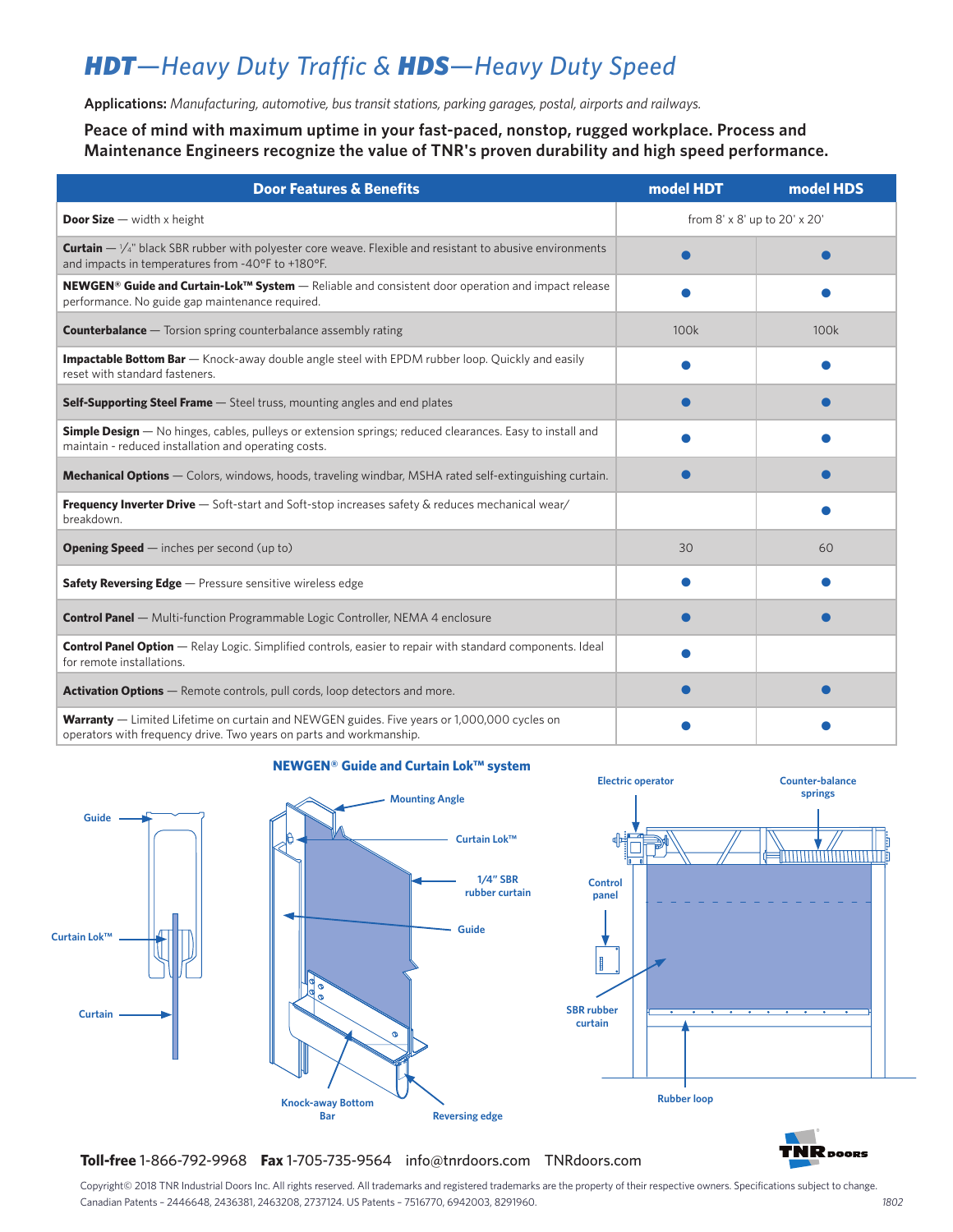# *HDT—Heavy Duty Traffic & HDS—Heavy Duty Speed*

**Applications:** *Manufacturing, automotive, bus transit stations, parking garages, postal, airports and railways.*

**Peace of mind with maximum uptime in your fast-paced, nonstop, rugged workplace. Process and Maintenance Engineers recognize the value of TNR's proven durability and high speed performance.**

| Door Features & Benefits | model HDT | model HDS |
|---|---|---|
| **Door Size** — width x height | from 8' x 8' up to 20' x 20' | |
| **Curtain** — 1/4" black SBR rubber with polyester core weave. Flexible and resistant to abusive environments and impacts in temperatures from -40°F to +180°F. | ● | ● |
| **NEWGEN® Guide and Curtain-Lok™ System** — Reliable and consistent door operation and impact release performance. No guide gap maintenance required. | ● | ● |
| **Counterbalance** — Torsion spring counterbalance assembly rating | 100k | 100k |
| **Impactable Bottom Bar** — Knock-away double angle steel with EPDM rubber loop. Quickly and easily reset with standard fasteners. | ● | ● |
| **Self-Supporting Steel Frame** — Steel truss, mounting angles and end plates | ● | ● |
| **Simple Design** — No hinges, cables, pulleys or extension springs; reduced clearances. Easy to install and maintain - reduced installation and operating costs. | ● | ● |
| **Mechanical Options** — Colors, windows, hoods, traveling windbar, MSHA rated self-extinguishing curtain. | ● | ● |
| **Frequency Inverter Drive** — Soft-start and Soft-stop increases safety & reduces mechanical wear/ breakdown. | | ● |
| **Opening Speed** — inches per second (up to) | 30 | 60 |
| **Safety Reversing Edge** — Pressure sensitive wireless edge | ● | ● |
| **Control Panel** — Multi-function Programmable Logic Controller, NEMA 4 enclosure | ● | ● |
| **Control Panel Option** — Relay Logic. Simplified controls, easier to repair with standard components. Ideal for remote installations. | ● | |
| **Activation Options** — Remote controls, pull cords, loop detectors and more. | ● | ● |
| **Warranty** — Limited Lifetime on curtain and NEWGEN guides. Five years or 1,000,000 cycles on operators with frequency drive. Two years on parts and workmanship. | ● | ● |

**NEWGEN® Guide and Curtain Lok™ system**

Guide
Curtain Lok™
Curtain
Mounting Angle
Curtain Lok™
1/4" SBR rubber curtain
Guide
Knock-away Bottom Bar
Reversing edge
Electric operator
Counter-balance springs
Control panel
SBR rubber curtain
Rubber loop

**Toll-free** 1-866-792-9968 **Fax** 1-705-735-9564 info@tnrdoors.com TNRdoors.com

Copyright© 2018 TNR Industrial Doors Inc. All rights reserved. All trademarks and registered trademarks are the property of their respective owners. Specifications subject to change.
Canadian Patents – 2446648, 2436381, 2463208, 2737124. US Patents – 7516770, 6942003, 8291960.
1802